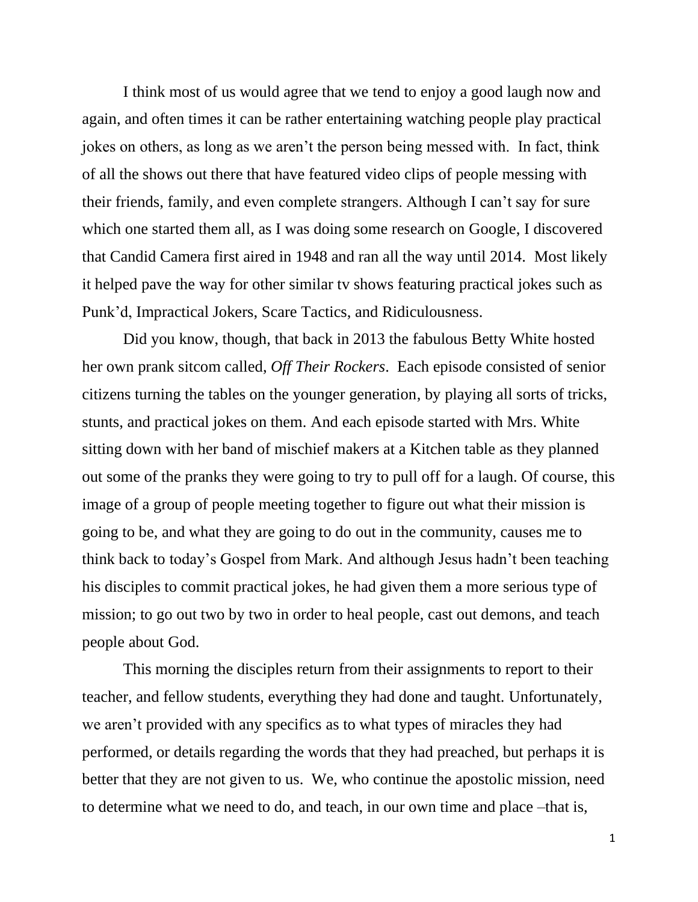I think most of us would agree that we tend to enjoy a good laugh now and again, and often times it can be rather entertaining watching people play practical jokes on others, as long as we aren't the person being messed with. In fact, think of all the shows out there that have featured video clips of people messing with their friends, family, and even complete strangers. Although I can't say for sure which one started them all, as I was doing some research on Google, I discovered that Candid Camera first aired in 1948 and ran all the way until 2014. Most likely it helped pave the way for other similar tv shows featuring practical jokes such as Punk'd, Impractical Jokers, Scare Tactics, and Ridiculousness.

Did you know, though, that back in 2013 the fabulous Betty White hosted her own prank sitcom called, *Off Their Rockers*. Each episode consisted of senior citizens turning the tables on the younger generation, by playing all sorts of tricks, stunts, and practical jokes on them. And each episode started with Mrs. White sitting down with her band of mischief makers at a Kitchen table as they planned out some of the pranks they were going to try to pull off for a laugh. Of course, this image of a group of people meeting together to figure out what their mission is going to be, and what they are going to do out in the community, causes me to think back to today's Gospel from Mark. And although Jesus hadn't been teaching his disciples to commit practical jokes, he had given them a more serious type of mission; to go out two by two in order to heal people, cast out demons, and teach people about God.

This morning the disciples return from their assignments to report to their teacher, and fellow students, everything they had done and taught. Unfortunately, we aren't provided with any specifics as to what types of miracles they had performed, or details regarding the words that they had preached, but perhaps it is better that they are not given to us. We, who continue the apostolic mission, need to determine what we need to do, and teach, in our own time and place –that is,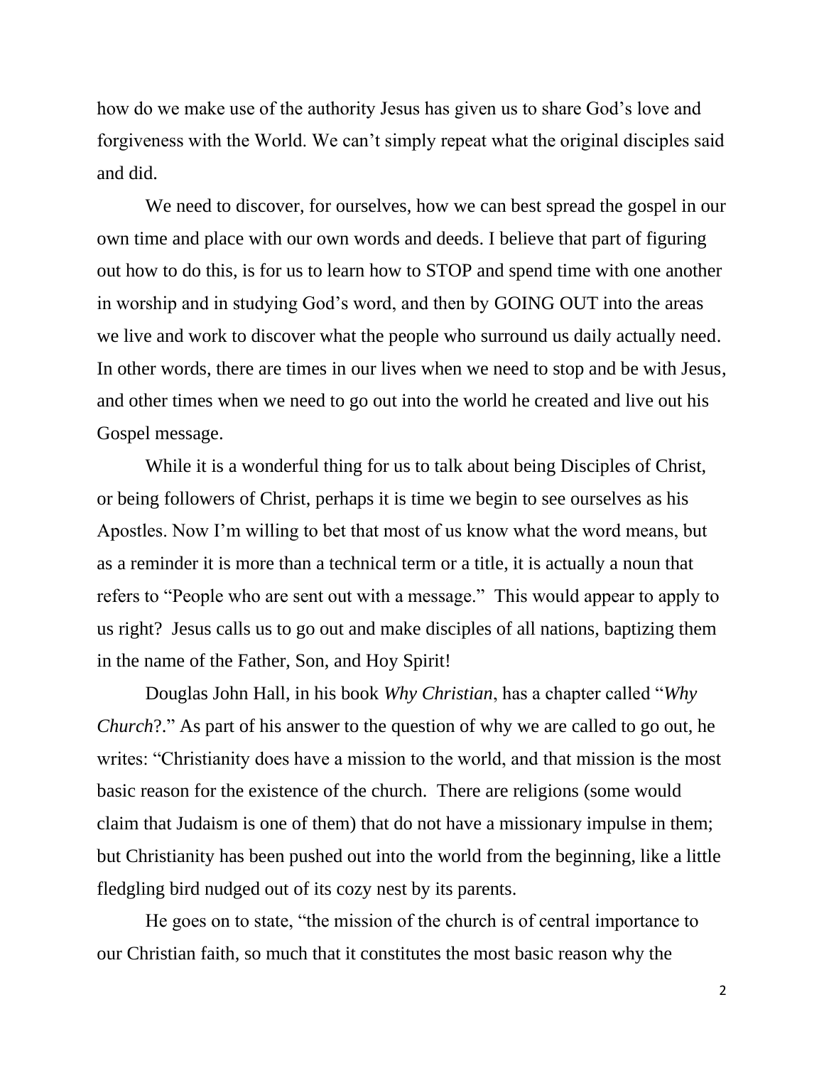how do we make use of the authority Jesus has given us to share God's love and forgiveness with the World. We can't simply repeat what the original disciples said and did.

We need to discover, for ourselves, how we can best spread the gospel in our own time and place with our own words and deeds. I believe that part of figuring out how to do this, is for us to learn how to STOP and spend time with one another in worship and in studying God's word, and then by GOING OUT into the areas we live and work to discover what the people who surround us daily actually need. In other words, there are times in our lives when we need to stop and be with Jesus, and other times when we need to go out into the world he created and live out his Gospel message.

While it is a wonderful thing for us to talk about being Disciples of Christ, or being followers of Christ, perhaps it is time we begin to see ourselves as his Apostles. Now I'm willing to bet that most of us know what the word means, but as a reminder it is more than a technical term or a title, it is actually a noun that refers to "People who are sent out with a message." This would appear to apply to us right? Jesus calls us to go out and make disciples of all nations, baptizing them in the name of the Father, Son, and Hoy Spirit!

Douglas John Hall, in his book *Why Christian*, has a chapter called "*Why Church*?." As part of his answer to the question of why we are called to go out, he writes: "Christianity does have a mission to the world, and that mission is the most basic reason for the existence of the church. There are religions (some would claim that Judaism is one of them) that do not have a missionary impulse in them; but Christianity has been pushed out into the world from the beginning, like a little fledgling bird nudged out of its cozy nest by its parents.

He goes on to state, "the mission of the church is of central importance to our Christian faith, so much that it constitutes the most basic reason why the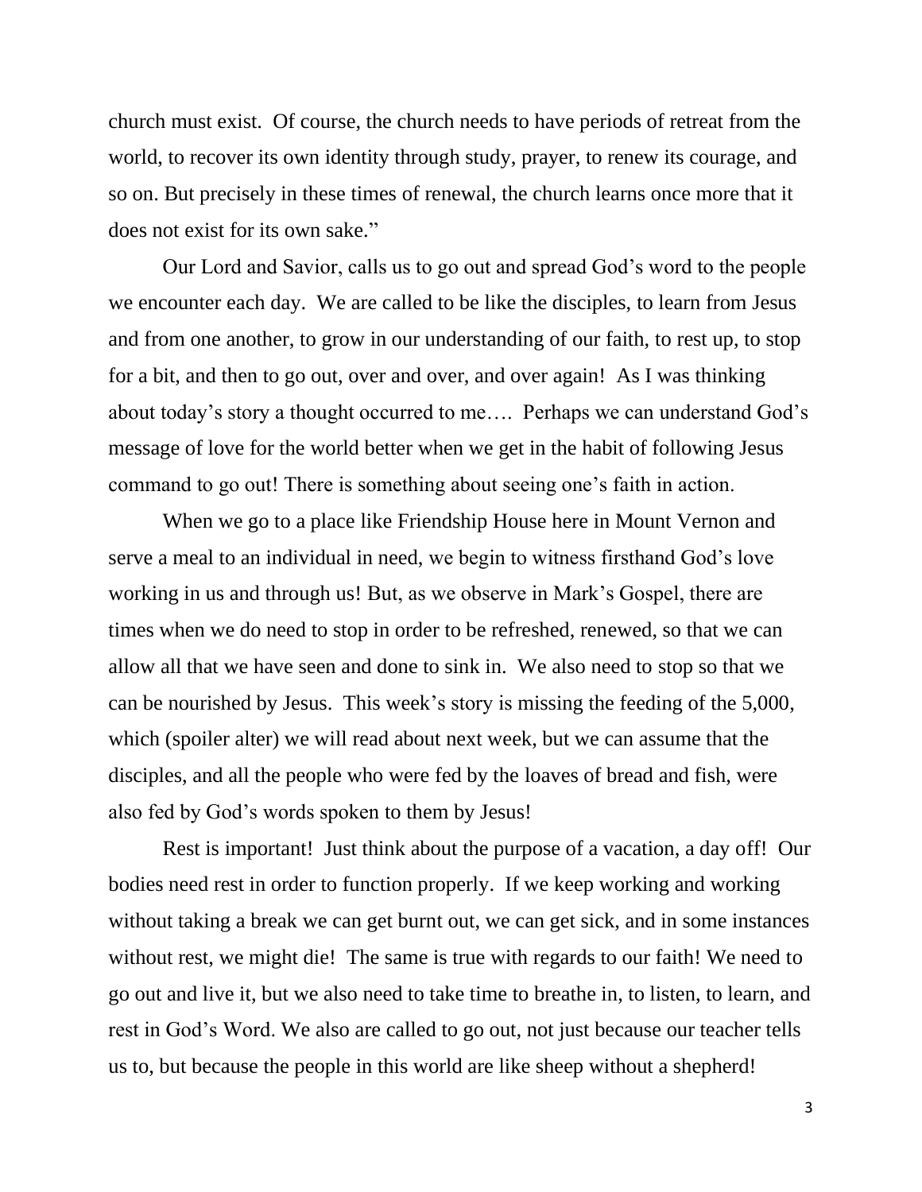church must exist. Of course, the church needs to have periods of retreat from the world, to recover its own identity through study, prayer, to renew its courage, and so on. But precisely in these times of renewal, the church learns once more that it does not exist for its own sake."

Our Lord and Savior, calls us to go out and spread God's word to the people we encounter each day. We are called to be like the disciples, to learn from Jesus and from one another, to grow in our understanding of our faith, to rest up, to stop for a bit, and then to go out, over and over, and over again! As I was thinking about today's story a thought occurred to me…. Perhaps we can understand God's message of love for the world better when we get in the habit of following Jesus command to go out! There is something about seeing one's faith in action.

When we go to a place like Friendship House here in Mount Vernon and serve a meal to an individual in need, we begin to witness firsthand God's love working in us and through us! But, as we observe in Mark's Gospel, there are times when we do need to stop in order to be refreshed, renewed, so that we can allow all that we have seen and done to sink in. We also need to stop so that we can be nourished by Jesus. This week's story is missing the feeding of the 5,000, which (spoiler alter) we will read about next week, but we can assume that the disciples, and all the people who were fed by the loaves of bread and fish, were also fed by God's words spoken to them by Jesus!

Rest is important! Just think about the purpose of a vacation, a day off! Our bodies need rest in order to function properly. If we keep working and working without taking a break we can get burnt out, we can get sick, and in some instances without rest, we might die! The same is true with regards to our faith! We need to go out and live it, but we also need to take time to breathe in, to listen, to learn, and rest in God's Word. We also are called to go out, not just because our teacher tells us to, but because the people in this world are like sheep without a shepherd!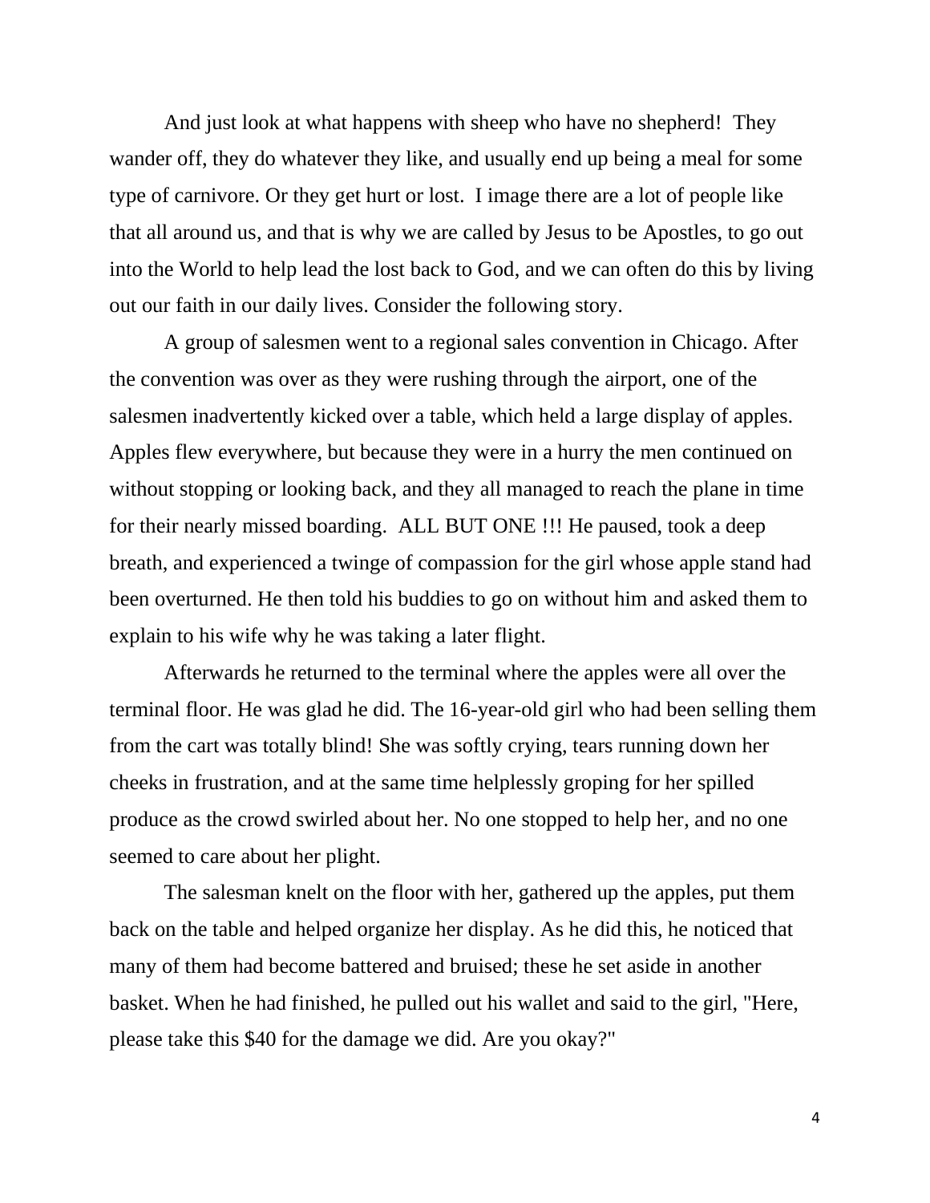And just look at what happens with sheep who have no shepherd! They wander off, they do whatever they like, and usually end up being a meal for some type of carnivore. Or they get hurt or lost. I image there are a lot of people like that all around us, and that is why we are called by Jesus to be Apostles, to go out into the World to help lead the lost back to God, and we can often do this by living out our faith in our daily lives. Consider the following story.

A group of salesmen went to a regional sales convention in Chicago. After the convention was over as they were rushing through the airport, one of the salesmen inadvertently kicked over a table, which held a large display of apples. Apples flew everywhere, but because they were in a hurry the men continued on without stopping or looking back, and they all managed to reach the plane in time for their nearly missed boarding. ALL BUT ONE !!! He paused, took a deep breath, and experienced a twinge of compassion for the girl whose apple stand had been overturned. He then told his buddies to go on without him and asked them to explain to his wife why he was taking a later flight.

Afterwards he returned to the terminal where the apples were all over the terminal floor. He was glad he did. The 16-year-old girl who had been selling them from the cart was totally blind! She was softly crying, tears running down her cheeks in frustration, and at the same time helplessly groping for her spilled produce as the crowd swirled about her. No one stopped to help her, and no one seemed to care about her plight.

The salesman knelt on the floor with her, gathered up the apples, put them back on the table and helped organize her display. As he did this, he noticed that many of them had become battered and bruised; these he set aside in another basket. When he had finished, he pulled out his wallet and said to the girl, "Here, please take this $40 for the damage we did. Are you okay?"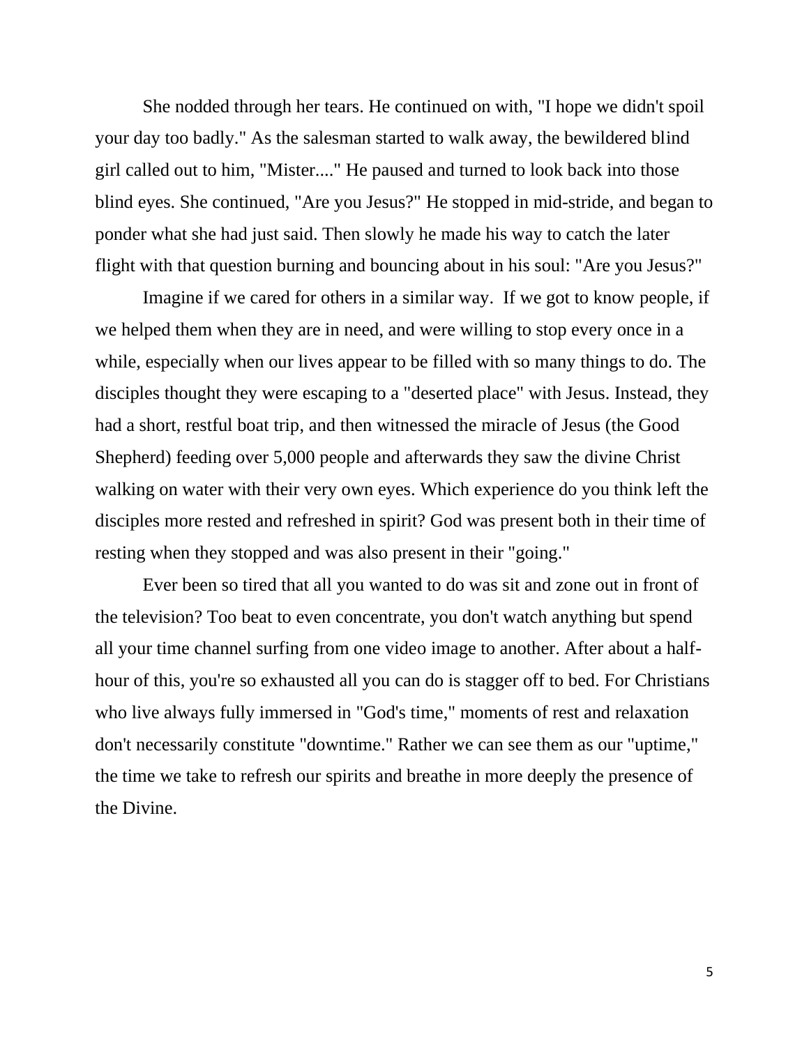She nodded through her tears. He continued on with, "I hope we didn't spoil your day too badly." As the salesman started to walk away, the bewildered blind girl called out to him, "Mister...." He paused and turned to look back into those blind eyes. She continued, "Are you Jesus?" He stopped in mid-stride, and began to ponder what she had just said. Then slowly he made his way to catch the later flight with that question burning and bouncing about in his soul: "Are you Jesus?"

Imagine if we cared for others in a similar way. If we got to know people, if we helped them when they are in need, and were willing to stop every once in a while, especially when our lives appear to be filled with so many things to do. The disciples thought they were escaping to a "deserted place" with Jesus. Instead, they had a short, restful boat trip, and then witnessed the miracle of Jesus (the Good Shepherd) feeding over 5,000 people and afterwards they saw the divine Christ walking on water with their very own eyes. Which experience do you think left the disciples more rested and refreshed in spirit? God was present both in their time of resting when they stopped and was also present in their "going."

Ever been so tired that all you wanted to do was sit and zone out in front of the television? Too beat to even concentrate, you don't watch anything but spend all your time channel surfing from one video image to another. After about a half-hour of this, you're so exhausted all you can do is stagger off to bed. For Christians who live always fully immersed in "God's time," moments of rest and relaxation don't necessarily constitute "downtime." Rather we can see them as our "uptime," the time we take to refresh our spirits and breathe in more deeply the presence of the Divine.